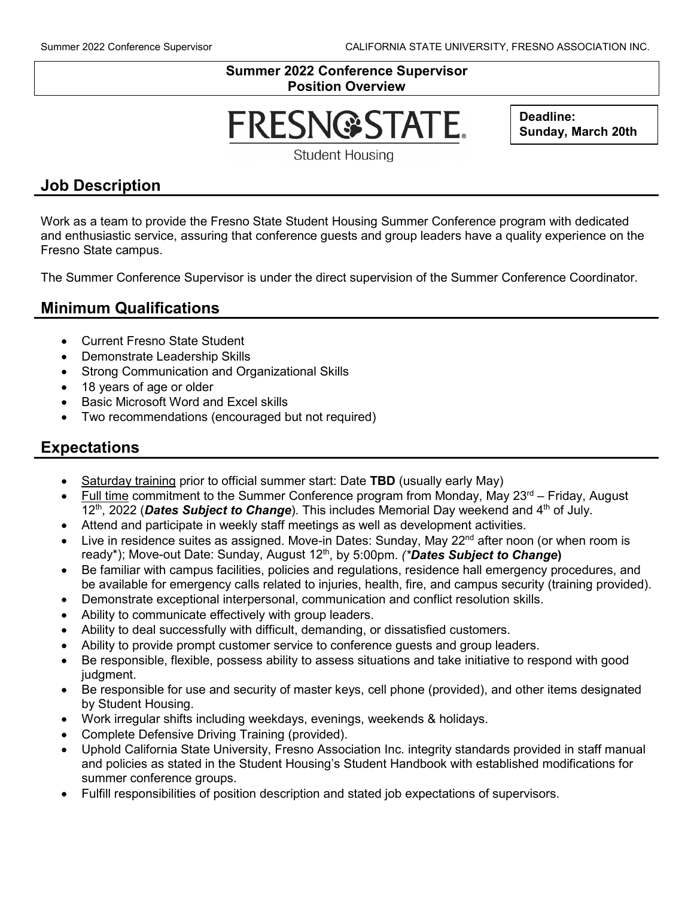**Summer 2022 Conference Supervisor**
**Position Overview**

FRESNO STATE
Student Housing

**Deadline:**
**Sunday, March 20th**

## Job Description

Work as a team to provide the Fresno State Student Housing Summer Conference program with dedicated and enthusiastic service, assuring that conference guests and group leaders have a quality experience on the Fresno State campus.

The Summer Conference Supervisor is under the direct supervision of the Summer Conference Coordinator.

## Minimum Qualifications

- Current Fresno State Student
- Demonstrate Leadership Skills
- Strong Communication and Organizational Skills
- 18 years of age or older
- Basic Microsoft Word and Excel skills
- Two recommendations (encouraged but not required)

## Expectations

- Saturday training prior to official summer start: Date **TBD** (usually early May)
- Full time commitment to the Summer Conference program from Monday, May 23rd – Friday, August 12th, 2022 (***Dates Subject to Change***). This includes Memorial Day weekend and 4th of July.
- Attend and participate in weekly staff meetings as well as development activities.
- Live in residence suites as assigned. Move-in Dates: Sunday, May 22nd after noon (or when room is ready*); Move-out Date: Sunday, August 12th, by 5:00pm. *(\*__Dates Subject to Change__)*
- Be familiar with campus facilities, policies and regulations, residence hall emergency procedures, and be available for emergency calls related to injuries, health, fire, and campus security (training provided).
- Demonstrate exceptional interpersonal, communication and conflict resolution skills.
- Ability to communicate effectively with group leaders.
- Ability to deal successfully with difficult, demanding, or dissatisfied customers.
- Ability to provide prompt customer service to conference guests and group leaders.
- Be responsible, flexible, possess ability to assess situations and take initiative to respond with good judgment.
- Be responsible for use and security of master keys, cell phone (provided), and other items designated by Student Housing.
- Work irregular shifts including weekdays, evenings, weekends & holidays.
- Complete Defensive Driving Training (provided).
- Uphold California State University, Fresno Association Inc. integrity standards provided in staff manual and policies as stated in the Student Housing's Student Handbook with established modifications for summer conference groups.
- Fulfill responsibilities of position description and stated job expectations of supervisors.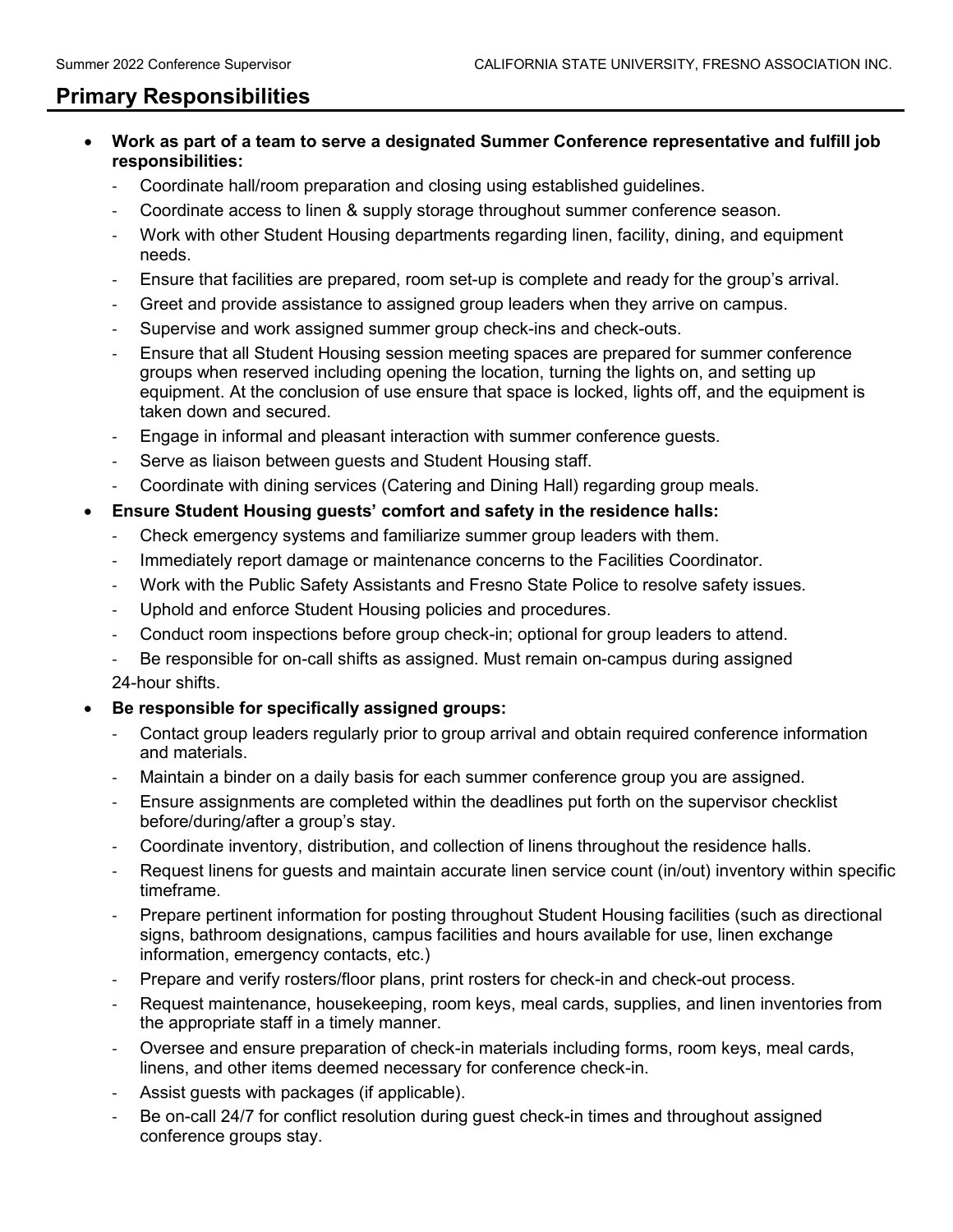## Primary Responsibilities

- **Work as part of a team to serve a designated Summer Conference representative and fulfill job responsibilities:**
  - Coordinate hall/room preparation and closing using established guidelines.
  - Coordinate access to linen & supply storage throughout summer conference season.
  - Work with other Student Housing departments regarding linen, facility, dining, and equipment needs.
  - Ensure that facilities are prepared, room set-up is complete and ready for the group's arrival.
  - Greet and provide assistance to assigned group leaders when they arrive on campus.
  - Supervise and work assigned summer group check-ins and check-outs.
  - Ensure that all Student Housing session meeting spaces are prepared for summer conference groups when reserved including opening the location, turning the lights on, and setting up equipment. At the conclusion of use ensure that space is locked, lights off, and the equipment is taken down and secured.
  - Engage in informal and pleasant interaction with summer conference guests.
  - Serve as liaison between guests and Student Housing staff.
  - Coordinate with dining services (Catering and Dining Hall) regarding group meals.
- **Ensure Student Housing guests' comfort and safety in the residence halls:**
  - Check emergency systems and familiarize summer group leaders with them.
  - Immediately report damage or maintenance concerns to the Facilities Coordinator.
  - Work with the Public Safety Assistants and Fresno State Police to resolve safety issues.
  - Uphold and enforce Student Housing policies and procedures.
  - Conduct room inspections before group check-in; optional for group leaders to attend.
  - Be responsible for on-call shifts as assigned. Must remain on-campus during assigned 24-hour shifts.
- **Be responsible for specifically assigned groups:**
  - Contact group leaders regularly prior to group arrival and obtain required conference information and materials.
  - Maintain a binder on a daily basis for each summer conference group you are assigned.
  - Ensure assignments are completed within the deadlines put forth on the supervisor checklist before/during/after a group's stay.
  - Coordinate inventory, distribution, and collection of linens throughout the residence halls.
  - Request linens for guests and maintain accurate linen service count (in/out) inventory within specific timeframe.
  - Prepare pertinent information for posting throughout Student Housing facilities (such as directional signs, bathroom designations, campus facilities and hours available for use, linen exchange information, emergency contacts, etc.)
  - Prepare and verify rosters/floor plans, print rosters for check-in and check-out process.
  - Request maintenance, housekeeping, room keys, meal cards, supplies, and linen inventories from the appropriate staff in a timely manner.
  - Oversee and ensure preparation of check-in materials including forms, room keys, meal cards, linens, and other items deemed necessary for conference check-in.
  - Assist guests with packages (if applicable).
  - Be on-call 24/7 for conflict resolution during guest check-in times and throughout assigned conference groups stay.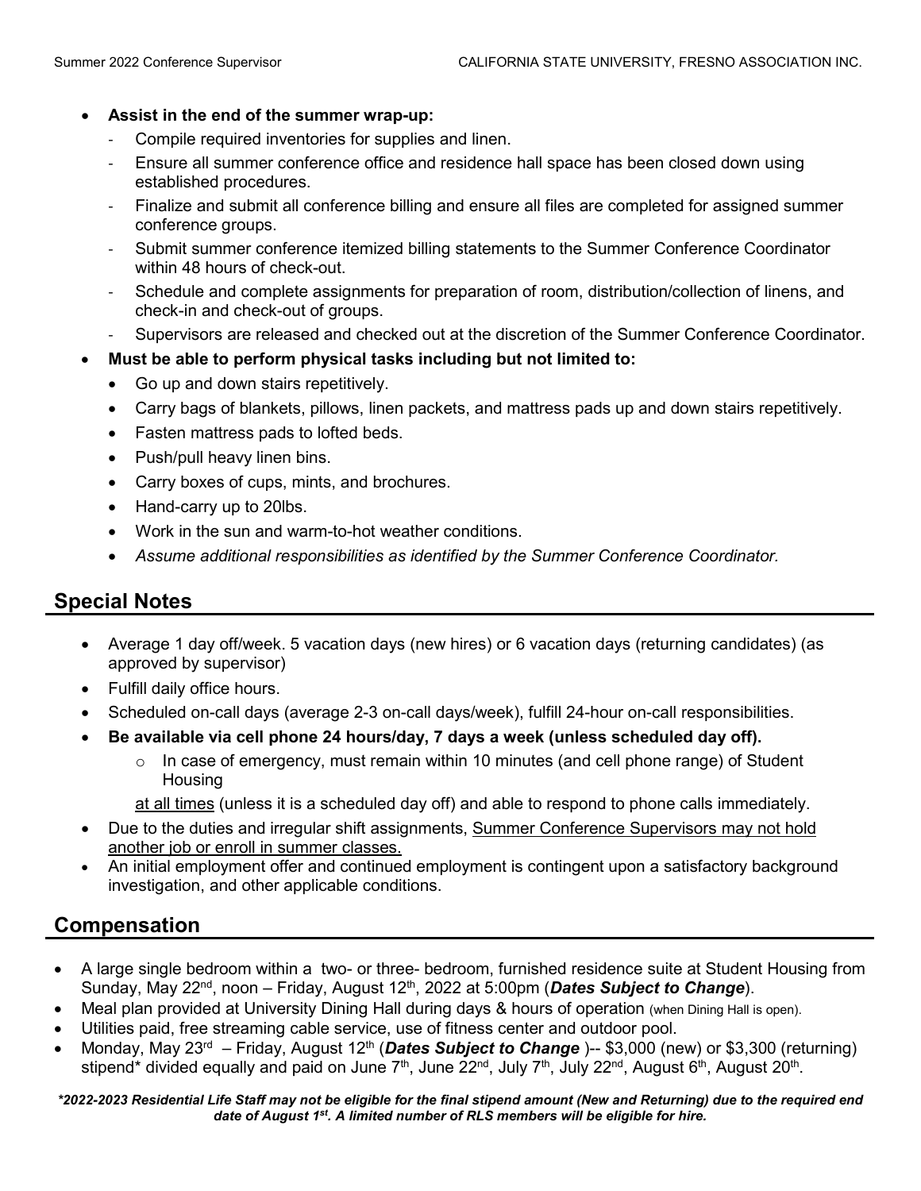- **Assist in the end of the summer wrap-up:**
  - Compile required inventories for supplies and linen.
  - Ensure all summer conference office and residence hall space has been closed down using established procedures.
  - Finalize and submit all conference billing and ensure all files are completed for assigned summer conference groups.
  - Submit summer conference itemized billing statements to the Summer Conference Coordinator within 48 hours of check-out.
  - Schedule and complete assignments for preparation of room, distribution/collection of linens, and check-in and check-out of groups.
  - Supervisors are released and checked out at the discretion of the Summer Conference Coordinator.
- **Must be able to perform physical tasks including but not limited to:**
  - Go up and down stairs repetitively.
  - Carry bags of blankets, pillows, linen packets, and mattress pads up and down stairs repetitively.
  - Fasten mattress pads to lofted beds.
  - Push/pull heavy linen bins.
  - Carry boxes of cups, mints, and brochures.
  - Hand-carry up to 20lbs.
  - Work in the sun and warm-to-hot weather conditions.
  - *Assume additional responsibilities as identified by the Summer Conference Coordinator.*

## Special Notes

- Average 1 day off/week. 5 vacation days (new hires) or 6 vacation days (returning candidates) (as approved by supervisor)
- Fulfill daily office hours.
- Scheduled on-call days (average 2-3 on-call days/week), fulfill 24-hour on-call responsibilities.
- **Be available via cell phone 24 hours/day, 7 days a week (unless scheduled day off).**
  - In case of emergency, must remain within 10 minutes (and cell phone range) of Student Housing

  <u>at all times</u> (unless it is a scheduled day off) and able to respond to phone calls immediately.
- Due to the duties and irregular shift assignments, <u>Summer Conference Supervisors may not hold another job or enroll in summer classes.</u>
- An initial employment offer and continued employment is contingent upon a satisfactory background investigation, and other applicable conditions.

## Compensation

- A large single bedroom within a two- or three- bedroom, furnished residence suite at Student Housing from Sunday, May 22nd, noon – Friday, August 12th, 2022 at 5:00pm (***Dates Subject to Change***).
- Meal plan provided at University Dining Hall during days & hours of operation (when Dining Hall is open).
- Utilities paid, free streaming cable service, use of fitness center and outdoor pool.
- Monday, May 23rd – Friday, August 12th (***Dates Subject to Change*** )-- $3,000 (new) or $3,300 (returning) stipend* divided equally and paid on June 7th, June 22nd, July 7th, July 22nd, August 6th, August 20th.

***2022-2023 Residential Life Staff may not be eligible for the final stipend amount (New and Returning) due to the required end date of August 1st. A limited number of RLS members will be eligible for hire.***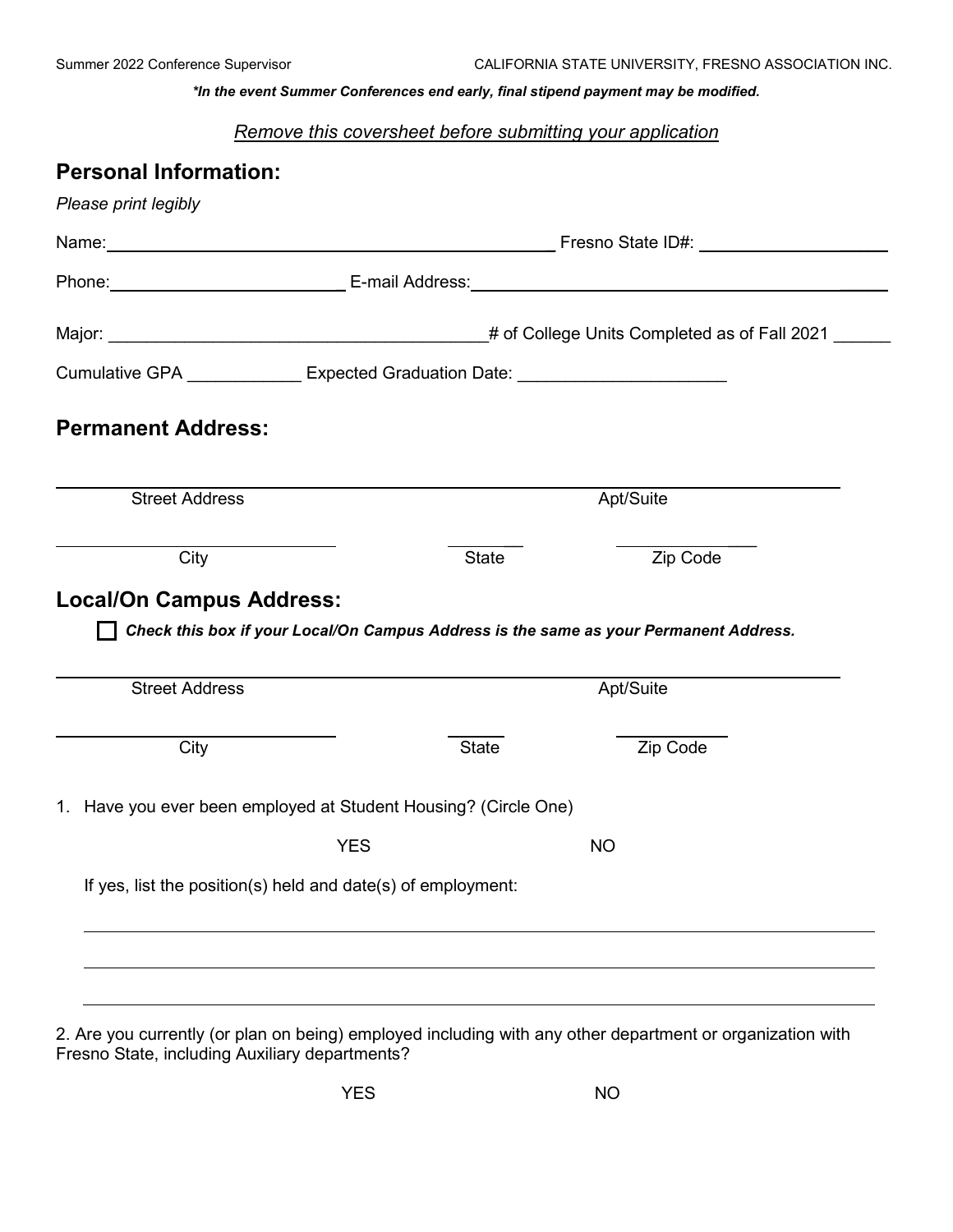*\*In the event Summer Conferences end early, final stipend payment may be modified.*

*Remove this coversheet before submitting your application*

## Personal Information:

*Please print legibly*

Name: ____________________________________________ Fresno State ID#: ____________________

Phone: ______________________ E-mail Address: ____________________________________________

Major: ________________________________________ # of College Units Completed as of Fall 2021 ______

Cumulative GPA ____________ Expected Graduation Date: ______________________

## Permanent Address:

______________________________________________________________________________

Street Address                                                                                    Apt/Suite

____________________________          ________          ________________

City                                                        State                        Zip Code

## Local/On Campus Address:

☐ ***Check this box if your Local/On Campus Address is the same as your Permanent Address.***

______________________________________________________________________________

Street Address                                                                                    Apt/Suite

____________________________          ________          ________________

City                                                        State                        Zip Code

1. Have you ever been employed at Student Housing? (Circle One)

   YES                                        NO

   If yes, list the position(s) held and date(s) of employment:

   ______________________________________________________________________________

   ______________________________________________________________________________

   ______________________________________________________________________________

2. Are you currently (or plan on being) employed including with any other department or organization with Fresno State, including Auxiliary departments?

   YES                                        NO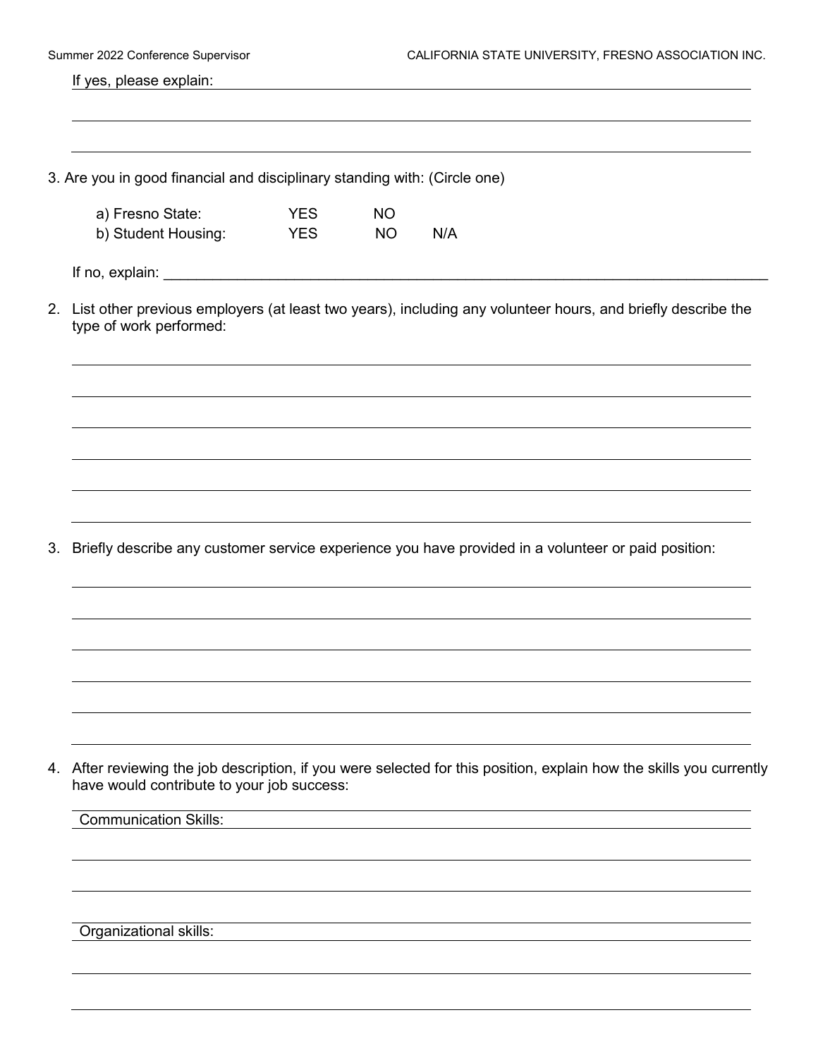If yes, please explain:

3. Are you in good financial and disciplinary standing with: (Circle one)

| | | | |
|---|---|---|---|
| a) Fresno State: | YES | NO | |
| b) Student Housing: | YES | NO | N/A |

If no, explain: ___

2. List other previous employers (at least two years), including any volunteer hours, and briefly describe the type of work performed:

3. Briefly describe any customer service experience you have provided in a volunteer or paid position:

4. After reviewing the job description, if you were selected for this position, explain how the skills you currently have would contribute to your job success:

Communication Skills:

Organizational skills: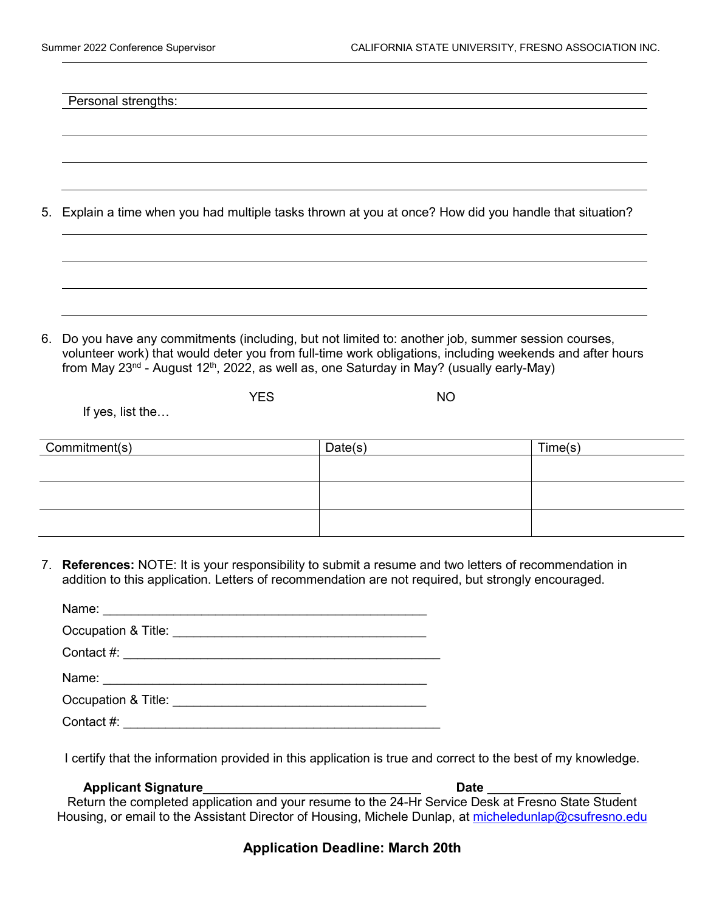Personal strengths:

5. Explain a time when you had multiple tasks thrown at you at once? How did you handle that situation?

6. Do you have any commitments (including, but not limited to: another job, summer session courses, volunteer work) that would deter you from full-time work obligations, including weekends and after hours from May 23rd - August 12th, 2022, as well as, one Saturday in May? (usually early-May)

   YES NO

   If yes, list the…

| Commitment(s) | Date(s) | Time(s) |
|---|---|---|
| | | |
| | | |
| | | |

7. **References:** NOTE: It is your responsibility to submit a resume and two letters of recommendation in addition to this application. Letters of recommendation are not required, but strongly encouraged.

   Name: ______________________________________________

   Occupation & Title: __________________________________

   Contact #: ___________________________________________

   Name: ______________________________________________

   Occupation & Title: __________________________________

   Contact #: ___________________________________________

I certify that the information provided in this application is true and correct to the best of my knowledge.

**Applicant Signature**_______________________________ **Date** ___________________

Return the completed application and your resume to the 24-Hr Service Desk at Fresno State Student Housing, or email to the Assistant Director of Housing, Michele Dunlap, at micheledunlap@csufresno.edu

**Application Deadline: March 20th**